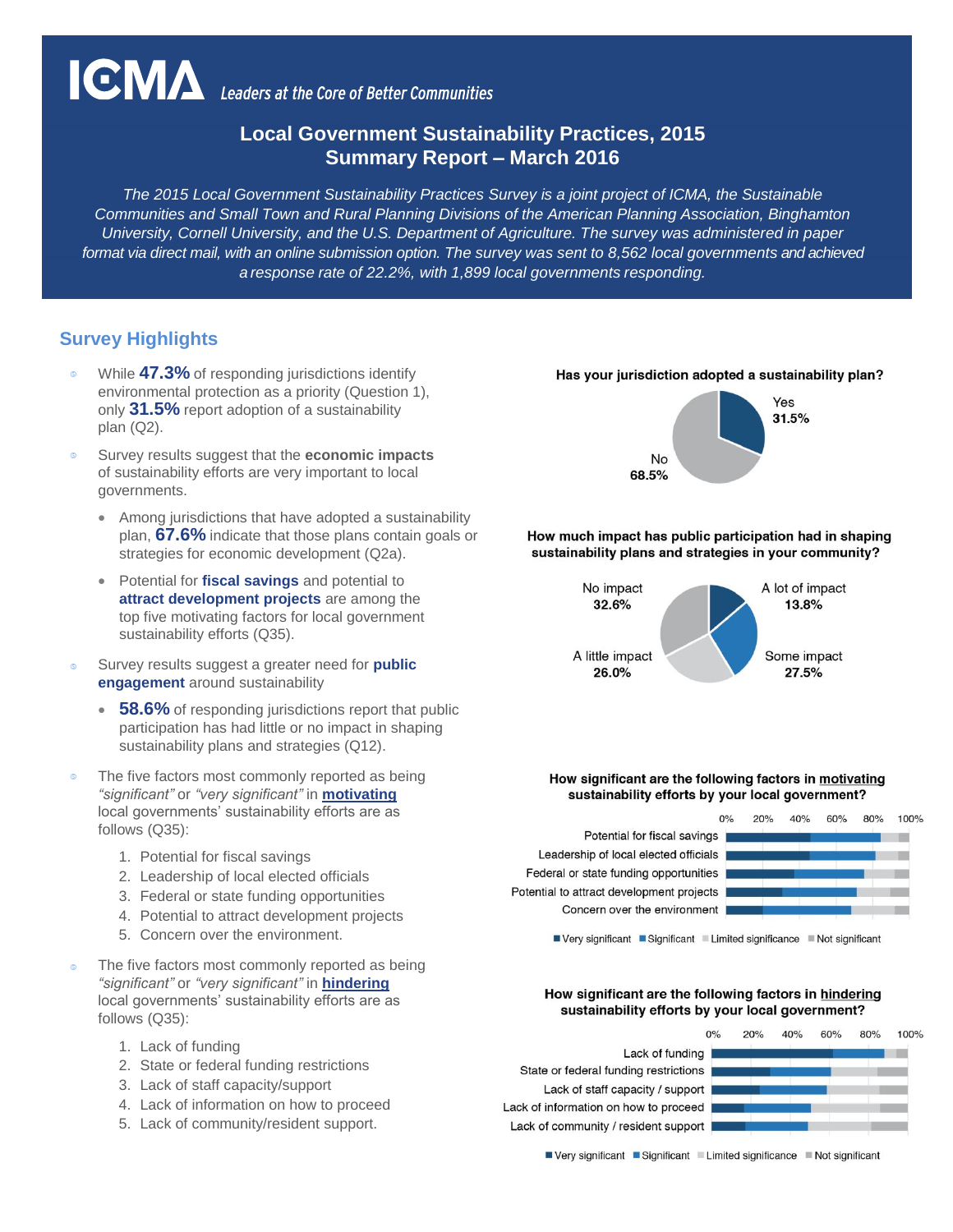# ICMA Leaders at the Core of Better Communities

## Local Government Sustainability Practices, 2015
## Summary Report – March 2016

*The 2015 Local Government Sustainability Practices Survey is a joint project of ICMA, the Sustainable Communities and Small Town and Rural Planning Divisions of the American Planning Association, Binghamton University, Cornell University, and the U.S. Department of Agriculture. The survey was administered in paper format via direct mail, with an online submission option. The survey was sent to 8,562 local governments and achieved a response rate of 22.2%, with 1,899 local governments responding.*

## Survey Highlights

- While **47.3%** of responding jurisdictions identify environmental protection as a priority (Question 1), only **31.5%** report adoption of a sustainability plan (Q2).
- Survey results suggest that the **economic impacts** of sustainability efforts are very important to local governments.
  - Among jurisdictions that have adopted a sustainability plan, **67.6%** indicate that those plans contain goals or strategies for economic development (Q2a).
  - Potential for **fiscal savings** and potential to **attract development projects** are among the top five motivating factors for local government sustainability efforts (Q35).
- Survey results suggest a greater need for **public engagement** around sustainability
  - **58.6%** of responding jurisdictions report that public participation has had little or no impact in shaping sustainability plans and strategies (Q12).
- The five factors most commonly reported as being *"significant"* or *"very significant"* in **motivating** local governments' sustainability efforts are as follows (Q35):
  1. Potential for fiscal savings
  2. Leadership of local elected officials
  3. Federal or state funding opportunities
  4. Potential to attract development projects
  5. Concern over the environment.
- The five factors most commonly reported as being *"significant"* or *"very significant"* in **hindering** local governments' sustainability efforts are as follows (Q35):
  1. Lack of funding
  2. State or federal funding restrictions
  3. Lack of staff capacity/support
  4. Lack of information on how to proceed
  5. Lack of community/resident support.

**Has your jurisdiction adopted a sustainability plan?**

| Response | Percent |
|---|---|
| Yes | 31.5% |
| No | 68.5% |

**How much impact has public participation had in shaping sustainability plans and strategies in your community?**

| Response | Percent |
|---|---|
| A lot of impact | 13.8% |
| Some impact | 27.5% |
| A little impact | 26.0% |
| No impact | 32.6% |

**How significant are the following factors in motivating sustainability efforts by your local government?**

Factors: Potential for fiscal savings; Leadership of local elected officials; Federal or state funding opportunities; Potential to attract development projects; Concern over the environment

(Legend: Very significant, Significant, Limited significance, Not significant)

**How significant are the following factors in hindering sustainability efforts by your local government?**

Factors: Lack of funding; State or federal funding restrictions; Lack of staff capacity / support; Lack of information on how to proceed; Lack of community / resident support

(Legend: Very significant, Significant, Limited significance, Not significant)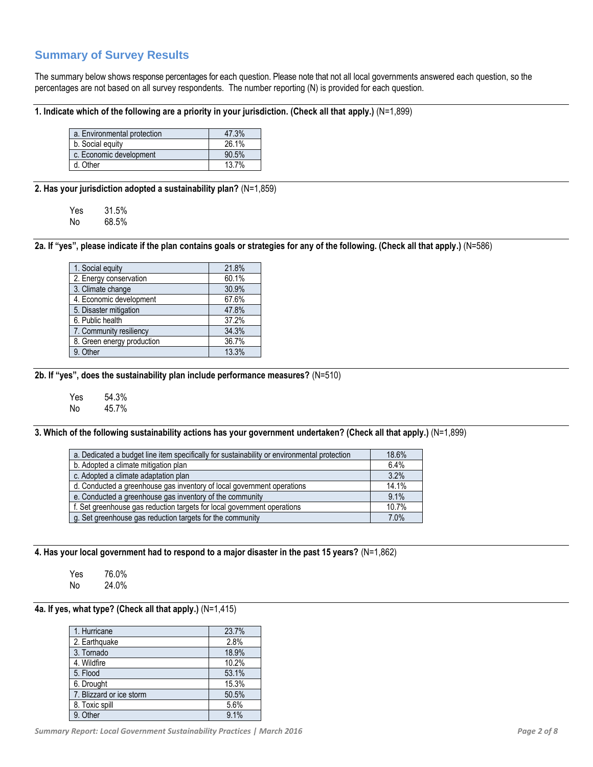## Summary of Survey Results

The summary below shows response percentages for each question. Please note that not all local governments answered each question, so the percentages are not based on all survey respondents. The number reporting (N) is provided for each question.

**1. Indicate which of the following are a priority in your jurisdiction. (Check all that apply.)** (N=1,899)

| | |
|---|---|
| a. Environmental protection | 47.3% |
| b. Social equity | 26.1% |
| c. Economic development | 90.5% |
| d. Other | 13.7% |

**2. Has your jurisdiction adopted a sustainability plan?** (N=1,859)

Yes 31.5%
No 68.5%

**2a. If "yes", please indicate if the plan contains goals or strategies for any of the following. (Check all that apply.)** (N=586)

| | |
|---|---|
| 1. Social equity | 21.8% |
| 2. Energy conservation | 60.1% |
| 3. Climate change | 30.9% |
| 4. Economic development | 67.6% |
| 5. Disaster mitigation | 47.8% |
| 6. Public health | 37.2% |
| 7. Community resiliency | 34.3% |
| 8. Green energy production | 36.7% |
| 9. Other | 13.3% |

**2b. If "yes", does the sustainability plan include performance measures?** (N=510)

Yes 54.3%
No 45.7%

**3. Which of the following sustainability actions has your government undertaken? (Check all that apply.)** (N=1,899)

| | |
|---|---|
| a. Dedicated a budget line item specifically for sustainability or environmental protection | 18.6% |
| b. Adopted a climate mitigation plan | 6.4% |
| c. Adopted a climate adaptation plan | 3.2% |
| d. Conducted a greenhouse gas inventory of local government operations | 14.1% |
| e. Conducted a greenhouse gas inventory of the community | 9.1% |
| f. Set greenhouse gas reduction targets for local government operations | 10.7% |
| g. Set greenhouse gas reduction targets for the community | 7.0% |

**4. Has your local government had to respond to a major disaster in the past 15 years?** (N=1,862)

Yes 76.0%
No 24.0%

**4a. If yes, what type? (Check all that apply.)** (N=1,415)

| | |
|---|---|
| 1. Hurricane | 23.7% |
| 2. Earthquake | 2.8% |
| 3. Tornado | 18.9% |
| 4. Wildfire | 10.2% |
| 5. Flood | 53.1% |
| 6. Drought | 15.3% |
| 7. Blizzard or ice storm | 50.5% |
| 8. Toxic spill | 5.6% |
| 9. Other | 9.1% |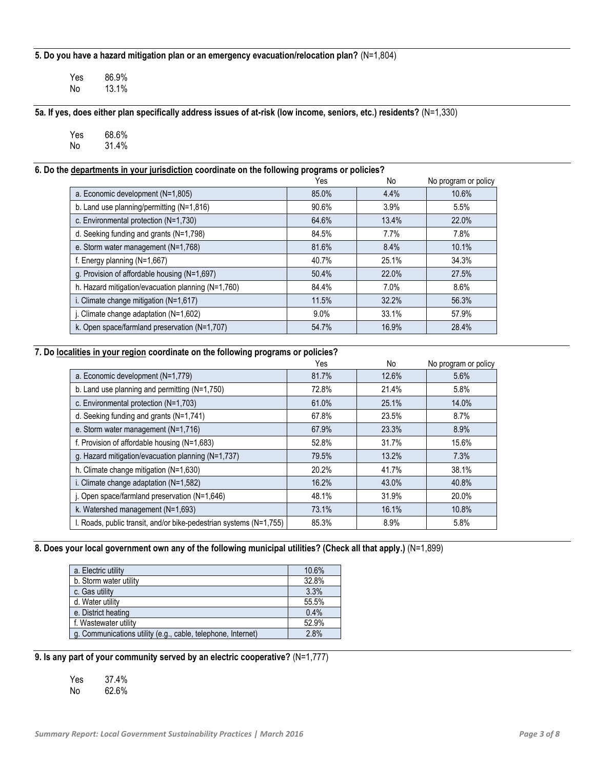**5. Do you have a hazard mitigation plan or an emergency evacuation/relocation plan?** (N=1,804)

| | |
|---|---|
| Yes | 86.9% |
| No | 13.1% |

**5a. If yes, does either plan specifically address issues of at-risk (low income, seniors, etc.) residents?** (N=1,330)

| | |
|---|---|
| Yes | 68.6% |
| No | 31.4% |

**6. Do the departments in your jurisdiction coordinate on the following programs or policies?**

| | Yes | No | No program or policy |
|---|---|---|---|
| a. Economic development (N=1,805) | 85.0% | 4.4% | 10.6% |
| b. Land use planning/permitting (N=1,816) | 90.6% | 3.9% | 5.5% |
| c. Environmental protection (N=1,730) | 64.6% | 13.4% | 22.0% |
| d. Seeking funding and grants (N=1,798) | 84.5% | 7.7% | 7.8% |
| e. Storm water management (N=1,768) | 81.6% | 8.4% | 10.1% |
| f. Energy planning (N=1,667) | 40.7% | 25.1% | 34.3% |
| g. Provision of affordable housing (N=1,697) | 50.4% | 22.0% | 27.5% |
| h. Hazard mitigation/evacuation planning (N=1,760) | 84.4% | 7.0% | 8.6% |
| i. Climate change mitigation (N=1,617) | 11.5% | 32.2% | 56.3% |
| j. Climate change adaptation (N=1,602) | 9.0% | 33.1% | 57.9% |
| k. Open space/farmland preservation (N=1,707) | 54.7% | 16.9% | 28.4% |

**7. Do localities in your region coordinate on the following programs or policies?**

| | Yes | No | No program or policy |
|---|---|---|---|
| a. Economic development (N=1,779) | 81.7% | 12.6% | 5.6% |
| b. Land use planning and permitting (N=1,750) | 72.8% | 21.4% | 5.8% |
| c. Environmental protection (N=1,703) | 61.0% | 25.1% | 14.0% |
| d. Seeking funding and grants (N=1,741) | 67.8% | 23.5% | 8.7% |
| e. Storm water management (N=1,716) | 67.9% | 23.3% | 8.9% |
| f. Provision of affordable housing (N=1,683) | 52.8% | 31.7% | 15.6% |
| g. Hazard mitigation/evacuation planning (N=1,737) | 79.5% | 13.2% | 7.3% |
| h. Climate change mitigation (N=1,630) | 20.2% | 41.7% | 38.1% |
| i. Climate change adaptation (N=1,582) | 16.2% | 43.0% | 40.8% |
| j. Open space/farmland preservation (N=1,646) | 48.1% | 31.9% | 20.0% |
| k. Watershed management (N=1,693) | 73.1% | 16.1% | 10.8% |
| l. Roads, public transit, and/or bike-pedestrian systems (N=1,755) | 85.3% | 8.9% | 5.8% |

**8. Does your local government own any of the following municipal utilities? (Check all that apply.)** (N=1,899)

| | |
|---|---|
| a. Electric utility | 10.6% |
| b. Storm water utility | 32.8% |
| c. Gas utility | 3.3% |
| d. Water utility | 55.5% |
| e. District heating | 0.4% |
| f. Wastewater utility | 52.9% |
| g. Communications utility (e.g., cable, telephone, Internet) | 2.8% |

**9. Is any part of your community served by an electric cooperative?** (N=1,777)

| | |
|---|---|
| Yes | 37.4% |
| No | 62.6% |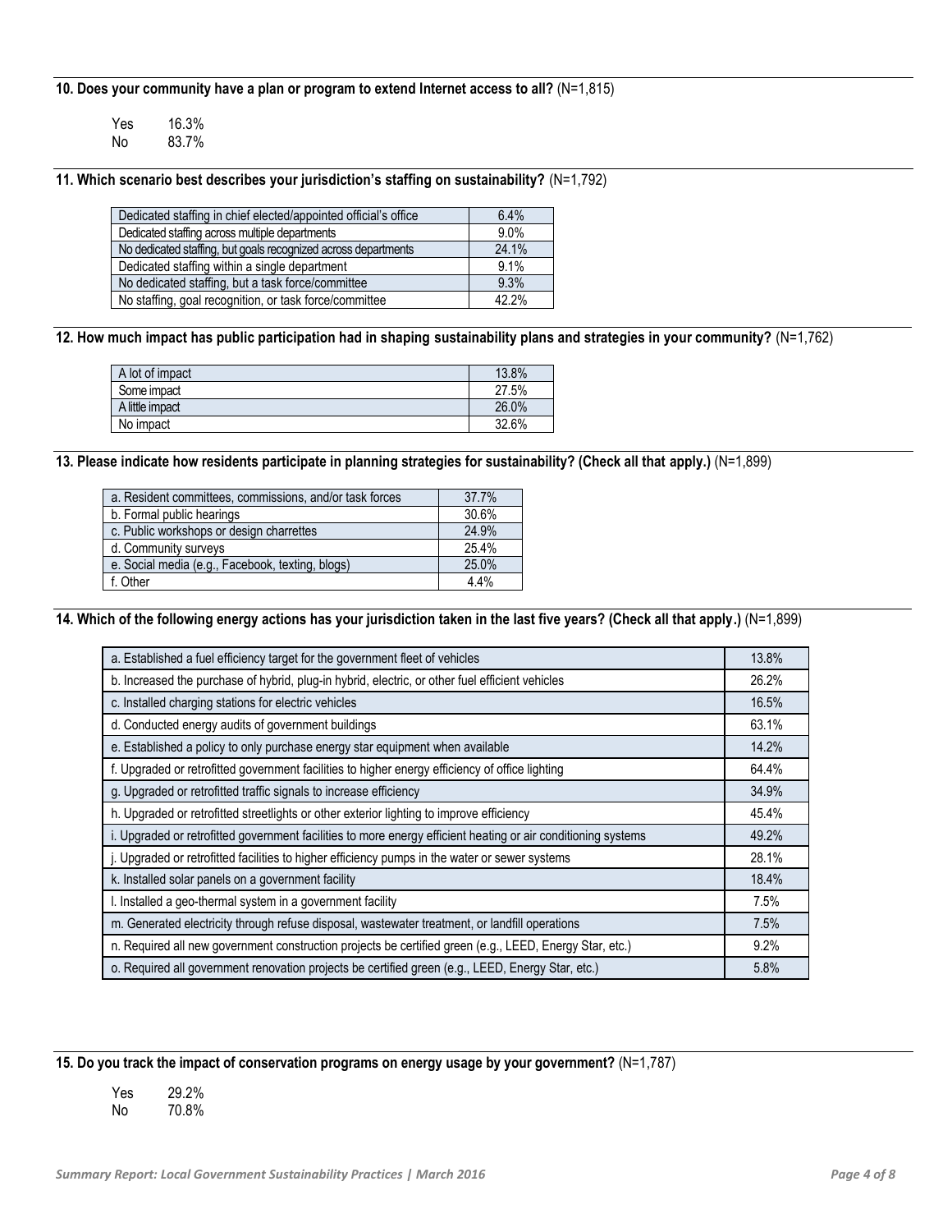**10. Does your community have a plan or program to extend Internet access to all?** (N=1,815)

Yes 16.3%
No 83.7%

**11. Which scenario best describes your jurisdiction's staffing on sustainability?** (N=1,792)

| | |
|---|---|
| Dedicated staffing in chief elected/appointed official's office | 6.4% |
| Dedicated staffing across multiple departments | 9.0% |
| No dedicated staffing, but goals recognized across departments | 24.1% |
| Dedicated staffing within a single department | 9.1% |
| No dedicated staffing, but a task force/committee | 9.3% |
| No staffing, goal recognition, or task force/committee | 42.2% |

**12. How much impact has public participation had in shaping sustainability plans and strategies in your community?** (N=1,762)

| | |
|---|---|
| A lot of impact | 13.8% |
| Some impact | 27.5% |
| A little impact | 26.0% |
| No impact | 32.6% |

**13. Please indicate how residents participate in planning strategies for sustainability? (Check all that apply.)** (N=1,899)

| | |
|---|---|
| a. Resident committees, commissions, and/or task forces | 37.7% |
| b. Formal public hearings | 30.6% |
| c. Public workshops or design charrettes | 24.9% |
| d. Community surveys | 25.4% |
| e. Social media (e.g., Facebook, texting, blogs) | 25.0% |
| f. Other | 4.4% |

**14. Which of the following energy actions has your jurisdiction taken in the last five years? (Check all that apply.)** (N=1,899)

| | |
|---|---|
| a. Established a fuel efficiency target for the government fleet of vehicles | 13.8% |
| b. Increased the purchase of hybrid, plug-in hybrid, electric, or other fuel efficient vehicles | 26.2% |
| c. Installed charging stations for electric vehicles | 16.5% |
| d. Conducted energy audits of government buildings | 63.1% |
| e. Established a policy to only purchase energy star equipment when available | 14.2% |
| f. Upgraded or retrofitted government facilities to higher energy efficiency of office lighting | 64.4% |
| g. Upgraded or retrofitted traffic signals to increase efficiency | 34.9% |
| h. Upgraded or retrofitted streetlights or other exterior lighting to improve efficiency | 45.4% |
| i. Upgraded or retrofitted government facilities to more energy efficient heating or air conditioning systems | 49.2% |
| j. Upgraded or retrofitted facilities to higher efficiency pumps in the water or sewer systems | 28.1% |
| k. Installed solar panels on a government facility | 18.4% |
| l. Installed a geo-thermal system in a government facility | 7.5% |
| m. Generated electricity through refuse disposal, wastewater treatment, or landfill operations | 7.5% |
| n. Required all new government construction projects be certified green (e.g., LEED, Energy Star, etc.) | 9.2% |
| o. Required all government renovation projects be certified green (e.g., LEED, Energy Star, etc.) | 5.8% |

**15. Do you track the impact of conservation programs on energy usage by your government?** (N=1,787)

Yes 29.2%
No 70.8%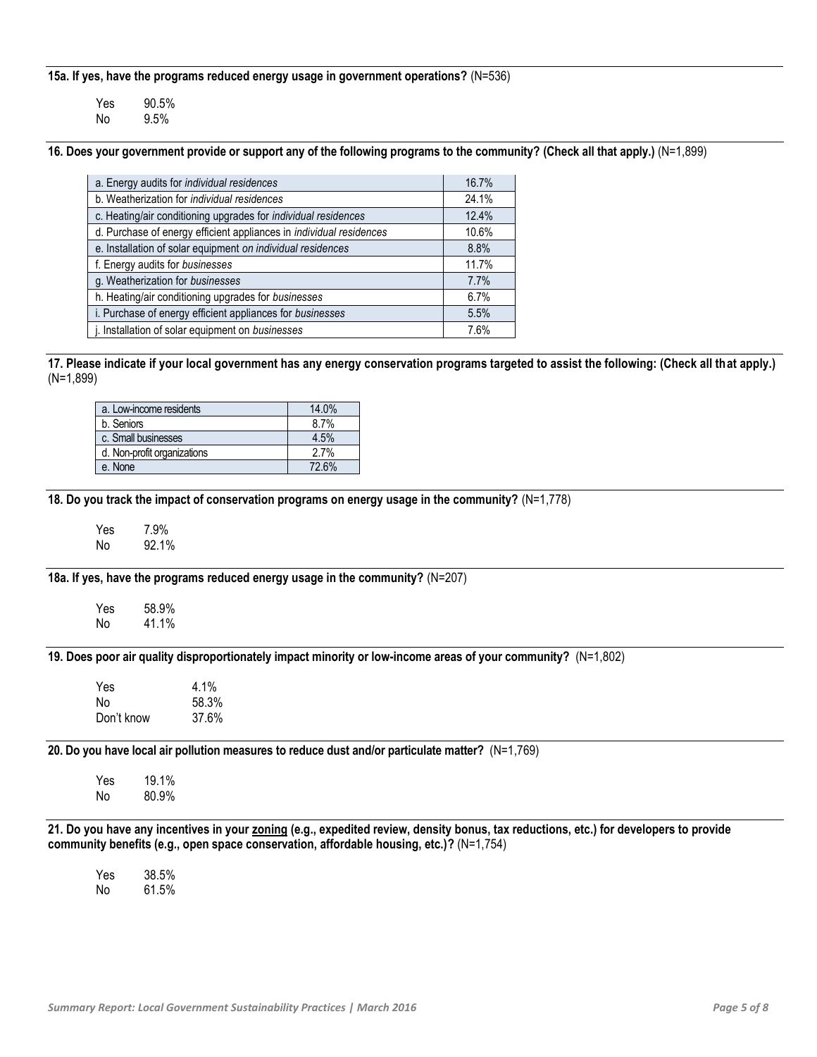**15a. If yes, have the programs reduced energy usage in government operations?** (N=536)

| | |
|---|---|
| Yes | 90.5% |
| No | 9.5% |

**16. Does your government provide or support any of the following programs to the community? (Check all that apply.)** (N=1,899)

| | |
|---|---|
| a. Energy audits for *individual residences* | 16.7% |
| b. Weatherization for *individual residences* | 24.1% |
| c. Heating/air conditioning upgrades for *individual residences* | 12.4% |
| d. Purchase of energy efficient appliances in *individual residences* | 10.6% |
| e. Installation of solar equipment *on individual residences* | 8.8% |
| f. Energy audits for *businesses* | 11.7% |
| g. Weatherization for *businesses* | 7.7% |
| h. Heating/air conditioning upgrades for *businesses* | 6.7% |
| i. Purchase of energy efficient appliances for *businesses* | 5.5% |
| j. Installation of solar equipment on *businesses* | 7.6% |

**17. Please indicate if your local government has any energy conservation programs targeted to assist the following: (Check all that apply.)** (N=1,899)

| | |
|---|---|
| a. Low-income residents | 14.0% |
| b. Seniors | 8.7% |
| c. Small businesses | 4.5% |
| d. Non-profit organizations | 2.7% |
| e. None | 72.6% |

**18. Do you track the impact of conservation programs on energy usage in the community?** (N=1,778)

| | |
|---|---|
| Yes | 7.9% |
| No | 92.1% |

**18a. If yes, have the programs reduced energy usage in the community?** (N=207)

| | |
|---|---|
| Yes | 58.9% |
| No | 41.1% |

**19. Does poor air quality disproportionately impact minority or low-income areas of your community?** (N=1,802)

| | |
|---|---|
| Yes | 4.1% |
| No | 58.3% |
| Don't know | 37.6% |

**20. Do you have local air pollution measures to reduce dust and/or particulate matter?** (N=1,769)

| | |
|---|---|
| Yes | 19.1% |
| No | 80.9% |

**21. Do you have any incentives in your zoning (e.g., expedited review, density bonus, tax reductions, etc.) for developers to provide community benefits (e.g., open space conservation, affordable housing, etc.)?** (N=1,754)

| | |
|---|---|
| Yes | 38.5% |
| No | 61.5% |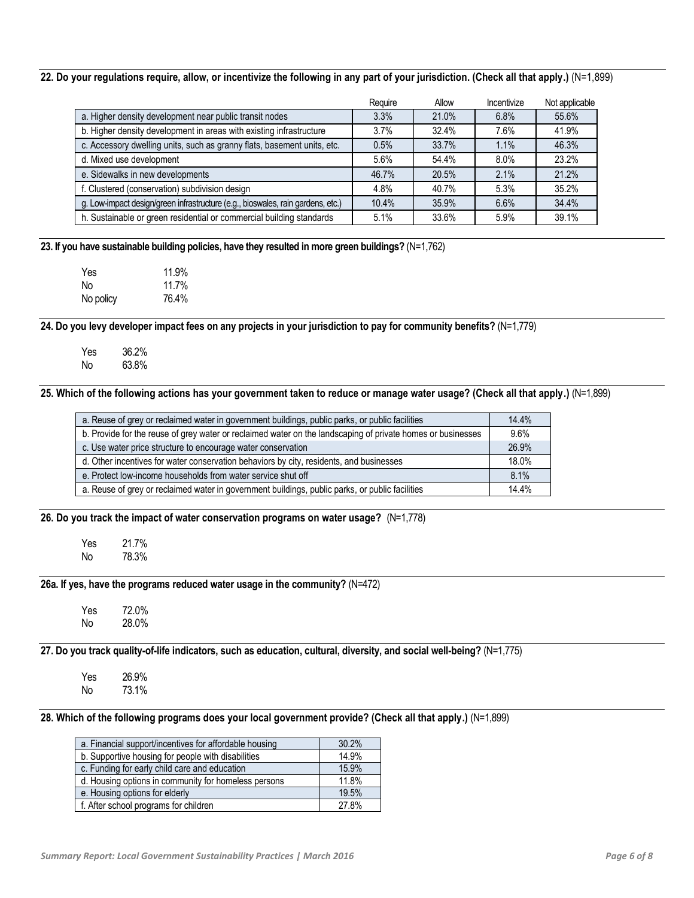**22. Do your regulations require, allow, or incentivize the following in any part of your jurisdiction. (Check all that apply.)** (N=1,899)

| | Require | Allow | Incentivize | Not applicable |
|---|---|---|---|---|
| a. Higher density development near public transit nodes | 3.3% | 21.0% | 6.8% | 55.6% |
| b. Higher density development in areas with existing infrastructure | 3.7% | 32.4% | 7.6% | 41.9% |
| c. Accessory dwelling units, such as granny flats, basement units, etc. | 0.5% | 33.7% | 1.1% | 46.3% |
| d. Mixed use development | 5.6% | 54.4% | 8.0% | 23.2% |
| e. Sidewalks in new developments | 46.7% | 20.5% | 2.1% | 21.2% |
| f. Clustered (conservation) subdivision design | 4.8% | 40.7% | 5.3% | 35.2% |
| g. Low-impact design/green infrastructure (e.g., bioswales, rain gardens, etc.) | 10.4% | 35.9% | 6.6% | 34.4% |
| h. Sustainable or green residential or commercial building standards | 5.1% | 33.6% | 5.9% | 39.1% |

**23. If you have sustainable building policies, have they resulted in more green buildings?** (N=1,762)

| | |
|---|---|
| Yes | 11.9% |
| No | 11.7% |
| No policy | 76.4% |

**24. Do you levy developer impact fees on any projects in your jurisdiction to pay for community benefits?** (N=1,779)

| | |
|---|---|
| Yes | 36.2% |
| No | 63.8% |

**25. Which of the following actions has your government taken to reduce or manage water usage? (Check all that apply.)** (N=1,899)

| | |
|---|---|
| a. Reuse of grey or reclaimed water in government buildings, public parks, or public facilities | 14.4% |
| b. Provide for the reuse of grey water or reclaimed water on the landscaping of private homes or businesses | 9.6% |
| c. Use water price structure to encourage water conservation | 26.9% |
| d. Other incentives for water conservation behaviors by city, residents, and businesses | 18.0% |
| e. Protect low-income households from water service shut off | 8.1% |
| a. Reuse of grey or reclaimed water in government buildings, public parks, or public facilities | 14.4% |

**26. Do you track the impact of water conservation programs on water usage?** (N=1,778)

| | |
|---|---|
| Yes | 21.7% |
| No | 78.3% |

**26a. If yes, have the programs reduced water usage in the community?** (N=472)

| | |
|---|---|
| Yes | 72.0% |
| No | 28.0% |

**27. Do you track quality-of-life indicators, such as education, cultural, diversity, and social well-being?** (N=1,775)

| | |
|---|---|
| Yes | 26.9% |
| No | 73.1% |

**28. Which of the following programs does your local government provide? (Check all that apply.)** (N=1,899)

| | |
|---|---|
| a. Financial support/incentives for affordable housing | 30.2% |
| b. Supportive housing for people with disabilities | 14.9% |
| c. Funding for early child care and education | 15.9% |
| d. Housing options in community for homeless persons | 11.8% |
| e. Housing options for elderly | 19.5% |
| f. After school programs for children | 27.8% |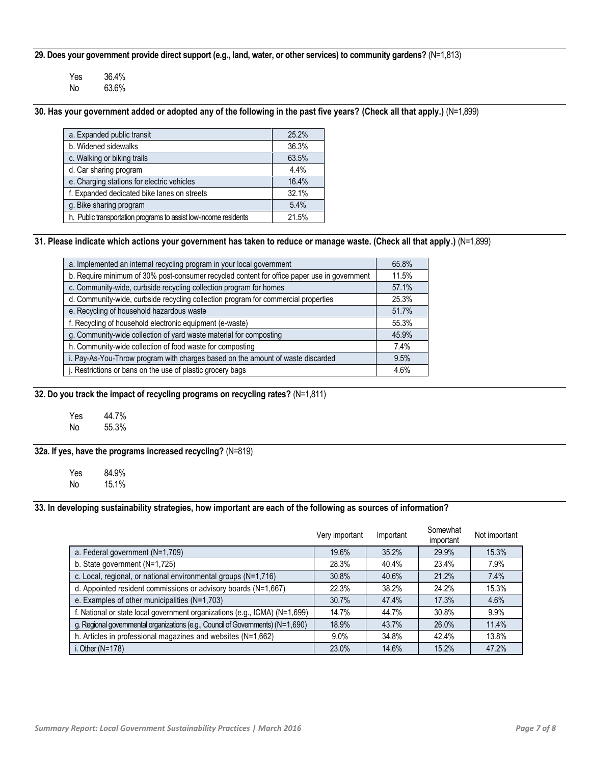**29. Does your government provide direct support (e.g., land, water, or other services) to community gardens?** (N=1,813)

| | |
|---|---|
| Yes | 36.4% |
| No | 63.6% |

**30. Has your government added or adopted any of the following in the past five years? (Check all that apply.)** (N=1,899)

| | |
|---|---|
| a. Expanded public transit | 25.2% |
| b. Widened sidewalks | 36.3% |
| c. Walking or biking trails | 63.5% |
| d. Car sharing program | 4.4% |
| e. Charging stations for electric vehicles | 16.4% |
| f. Expanded dedicated bike lanes on streets | 32.1% |
| g. Bike sharing program | 5.4% |
| h. Public transportation programs to assist low-income residents | 21.5% |

**31. Please indicate which actions your government has taken to reduce or manage waste. (Check all that apply.)** (N=1,899)

| | |
|---|---|
| a. Implemented an internal recycling program in your local government | 65.8% |
| b. Require minimum of 30% post-consumer recycled content for office paper use in government | 11.5% |
| c. Community-wide, curbside recycling collection program for homes | 57.1% |
| d. Community-wide, curbside recycling collection program for commercial properties | 25.3% |
| e. Recycling of household hazardous waste | 51.7% |
| f. Recycling of household electronic equipment (e-waste) | 55.3% |
| g. Community-wide collection of yard waste material for composting | 45.9% |
| h. Community-wide collection of food waste for composting | 7.4% |
| i. Pay-As-You-Throw program with charges based on the amount of waste discarded | 9.5% |
| j. Restrictions or bans on the use of plastic grocery bags | 4.6% |

**32. Do you track the impact of recycling programs on recycling rates?** (N=1,811)

| | |
|---|---|
| Yes | 44.7% |
| No | 55.3% |

**32a. If yes, have the programs increased recycling?** (N=819)

| | |
|---|---|
| Yes | 84.9% |
| No | 15.1% |

**33. In developing sustainability strategies, how important are each of the following as sources of information?**

| | Very important | Important | Somewhat important | Not important |
|---|---|---|---|---|
| a. Federal government (N=1,709) | 19.6% | 35.2% | 29.9% | 15.3% |
| b. State government (N=1,725) | 28.3% | 40.4% | 23.4% | 7.9% |
| c. Local, regional, or national environmental groups (N=1,716) | 30.8% | 40.6% | 21.2% | 7.4% |
| d. Appointed resident commissions or advisory boards (N=1,667) | 22.3% | 38.2% | 24.2% | 15.3% |
| e. Examples of other municipalities (N=1,703) | 30.7% | 47.4% | 17.3% | 4.6% |
| f. National or state local government organizations (e.g., ICMA) (N=1,699) | 14.7% | 44.7% | 30.8% | 9.9% |
| g. Regional governmental organizations (e.g., Council of Governments) (N=1,690) | 18.9% | 43.7% | 26.0% | 11.4% |
| h. Articles in professional magazines and websites (N=1,662) | 9.0% | 34.8% | 42.4% | 13.8% |
| i. Other (N=178) | 23.0% | 14.6% | 15.2% | 47.2% |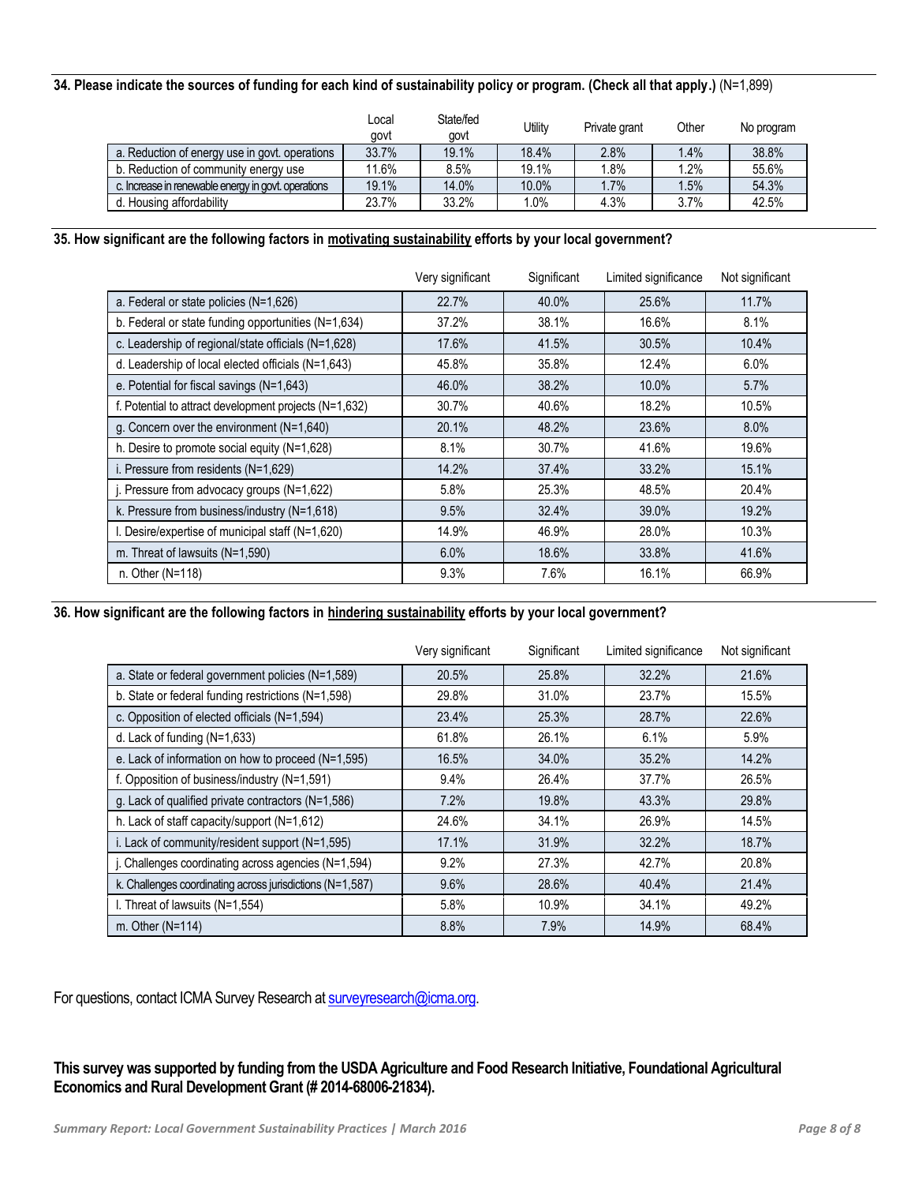**34. Please indicate the sources of funding for each kind of sustainability policy or program. (Check all that apply.)** (N=1,899)

| | Local govt | State/fed govt | Utility | Private grant | Other | No program |
|---|---|---|---|---|---|---|
| a. Reduction of energy use in govt. operations | 33.7% | 19.1% | 18.4% | 2.8% | 1.4% | 38.8% |
| b. Reduction of community energy use | 11.6% | 8.5% | 19.1% | 1.8% | 1.2% | 55.6% |
| c. Increase in renewable energy in govt. operations | 19.1% | 14.0% | 10.0% | 1.7% | 1.5% | 54.3% |
| d. Housing affordability | 23.7% | 33.2% | 1.0% | 4.3% | 3.7% | 42.5% |

**35. How significant are the following factors in motivating sustainability efforts by your local government?**

| | Very significant | Significant | Limited significance | Not significant |
|---|---|---|---|---|
| a. Federal or state policies (N=1,626) | 22.7% | 40.0% | 25.6% | 11.7% |
| b. Federal or state funding opportunities (N=1,634) | 37.2% | 38.1% | 16.6% | 8.1% |
| c. Leadership of regional/state officials (N=1,628) | 17.6% | 41.5% | 30.5% | 10.4% |
| d. Leadership of local elected officials (N=1,643) | 45.8% | 35.8% | 12.4% | 6.0% |
| e. Potential for fiscal savings (N=1,643) | 46.0% | 38.2% | 10.0% | 5.7% |
| f. Potential to attract development projects (N=1,632) | 30.7% | 40.6% | 18.2% | 10.5% |
| g. Concern over the environment (N=1,640) | 20.1% | 48.2% | 23.6% | 8.0% |
| h. Desire to promote social equity (N=1,628) | 8.1% | 30.7% | 41.6% | 19.6% |
| i. Pressure from residents (N=1,629) | 14.2% | 37.4% | 33.2% | 15.1% |
| j. Pressure from advocacy groups (N=1,622) | 5.8% | 25.3% | 48.5% | 20.4% |
| k. Pressure from business/industry (N=1,618) | 9.5% | 32.4% | 39.0% | 19.2% |
| l. Desire/expertise of municipal staff (N=1,620) | 14.9% | 46.9% | 28.0% | 10.3% |
| m. Threat of lawsuits (N=1,590) | 6.0% | 18.6% | 33.8% | 41.6% |
| n. Other (N=118) | 9.3% | 7.6% | 16.1% | 66.9% |

**36. How significant are the following factors in hindering sustainability efforts by your local government?**

| | Very significant | Significant | Limited significance | Not significant |
|---|---|---|---|---|
| a. State or federal government policies (N=1,589) | 20.5% | 25.8% | 32.2% | 21.6% |
| b. State or federal funding restrictions (N=1,598) | 29.8% | 31.0% | 23.7% | 15.5% |
| c. Opposition of elected officials (N=1,594) | 23.4% | 25.3% | 28.7% | 22.6% |
| d. Lack of funding (N=1,633) | 61.8% | 26.1% | 6.1% | 5.9% |
| e. Lack of information on how to proceed (N=1,595) | 16.5% | 34.0% | 35.2% | 14.2% |
| f. Opposition of business/industry (N=1,591) | 9.4% | 26.4% | 37.7% | 26.5% |
| g. Lack of qualified private contractors (N=1,586) | 7.2% | 19.8% | 43.3% | 29.8% |
| h. Lack of staff capacity/support (N=1,612) | 24.6% | 34.1% | 26.9% | 14.5% |
| i. Lack of community/resident support (N=1,595) | 17.1% | 31.9% | 32.2% | 18.7% |
| j. Challenges coordinating across agencies (N=1,594) | 9.2% | 27.3% | 42.7% | 20.8% |
| k. Challenges coordinating across jurisdictions (N=1,587) | 9.6% | 28.6% | 40.4% | 21.4% |
| l. Threat of lawsuits (N=1,554) | 5.8% | 10.9% | 34.1% | 49.2% |
| m. Other (N=114) | 8.8% | 7.9% | 14.9% | 68.4% |

For questions, contact ICMA Survey Research at surveyresearch@icma.org.

**This survey was supported by funding from the USDA Agriculture and Food Research Initiative, Foundational Agricultural Economics and Rural Development Grant (# 2014-68006-21834).**